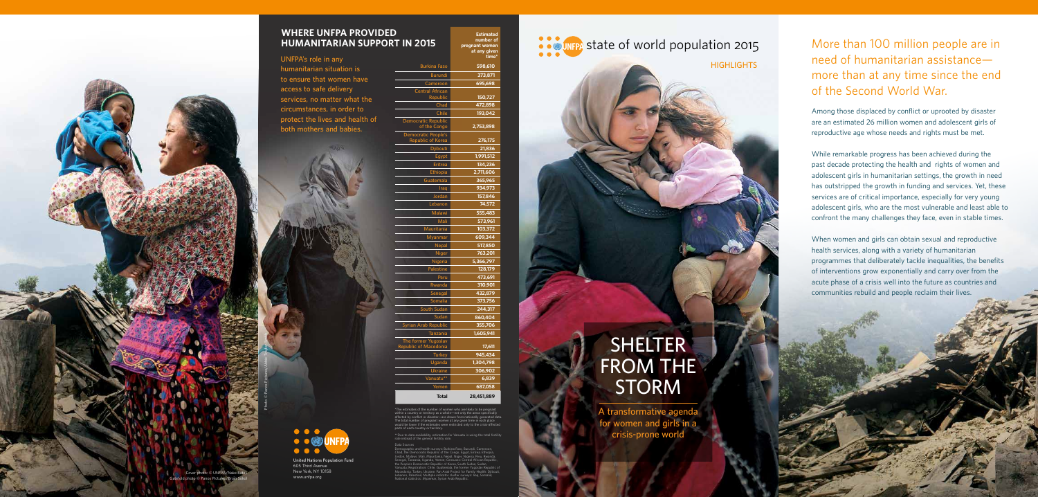## WHERE UNFPA PROVIDED HUMANITARIAN SUPPORT IN 2015

UNFPA's role in any humanitarian situation is to ensure that women have access to safe delivery services, no matter what the circumstances, in order to protect the lives and health of both mothers and babies.

| | Estimated number of pregnant women at any given time* |
|---|---|
| Burkina Faso | 598,610 |
| Burundi | 373,871 |
| Cameroon | 695,698 |
| Central African Republic | 150,727 |
| Chad | 472,898 |
| Chile | 193,042 |
| Democratic Republic of the Congo | 2,753,898 |
| Democratic People's Republic of Korea | 276,175 |
| Djibouti | 21,836 |
| Egypt | 1,991,512 |
| Eritrea | 134,236 |
| Ethiopia | 2,711,606 |
| Guatemala | 365,965 |
| Iraq | 934,973 |
| Jordan | 157,846 |
| Lebanon | 74,572 |
| Malawi | 555,483 |
| Mali | 573,961 |
| Mauritania | 103,372 |
| Myanmar | 609,344 |
| Nepal | 517,850 |
| Niger | 763,201 |
| Nigeria | 5,366,797 |
| Palestine | 128,179 |
| Peru | 473,691 |
| Rwanda | 310,901 |
| Senegal | 432,879 |
| Somalia | 373,756 |
| South Sudan | 244,317 |
| Sudan | 860,404 |
| Syrian Arab Republic | 355,706 |
| Tanzania | 1,605,941 |
| The former Yugoslav Republic of Macedonia | 17,611 |
| Turkey | 945,434 |
| Uganda | 1,304,798 |
| Ukraine | 306,902 |
| Vanuatu** | 6,839 |
| Yemen | 687,058 |
| **Total** | **28,451,889** |

*The estimates of the number of women who are likely to be pregnant within a country or territory as a whole—not only the areas specifically affected by conflict or disaster—are drawn from nationally generated data. The total number of pregnant women at any given time in each place would be lower if the estimates were restricted only to the crisis-affected parts of each country or territory.

**Due to data availability, estimation for Vanuatu is using the total fertility rate instead of the general fertility rate.

Data Sources:
Demographic and health surveys: Burkina Faso, Burundi, Cameroon, Chad, the Democratic Republic of the Congo, Egypt, Eritrea, Ethiopia, Jordan, Malawi, Mali, Mauritania, Nepal, Niger, Nigeria, Peru, Rwanda, Senegal, Tanzania, Uganda, Yemen. Censuses: Central African Republic, the People's Democratic Republic of Korea, South Sudan, Sudan, Vanuatu. Registration: Chile, Guatemala, the former Yugoslav Republic of Macedonia, Turkey, Ukraine. Pan-Arab Project for Family Health: Djibouti, Lebanon, Palestine. Multiple-indicator cluster surveys: Iraq, Somalia. National statistics: Myanmar, Syrian Arab Republic.

UNFPA

United Nations Population Fund
605 Third Avenue
New York, NY 10158
www.unfpa.org

Cover photo: © UNFPA/Nake Batev
Gatefold photo © Panos Pictures/Brian Sokol

Photo: © Panos Pictures/Abbie Trayler-Smith

UNFPA state of world population 2015

HIGHLIGHTS

# SHELTER FROM THE STORM

A transformative agenda for women and girls in a crisis-prone world

## More than 100 million people are in need of humanitarian assistance—more than at any time since the end of the Second World War.

Among those displaced by conflict or uprooted by disaster are an estimated 26 million women and adolescent girls of reproductive age whose needs and rights must be met.

While remarkable progress has been achieved during the past decade protecting the health and rights of women and adolescent girls in humanitarian settings, the growth in need has outstripped the growth in funding and services. Yet, these services are of critical importance, especially for very young adolescent girls, who are the most vulnerable and least able to confront the many challenges they face, even in stable times.

When women and girls can obtain sexual and reproductive health services, along with a variety of humanitarian programmes that deliberately tackle inequalities, the benefits of interventions grow exponentially and carry over from the acute phase of a crisis well into the future as countries and communities rebuild and people reclaim their lives.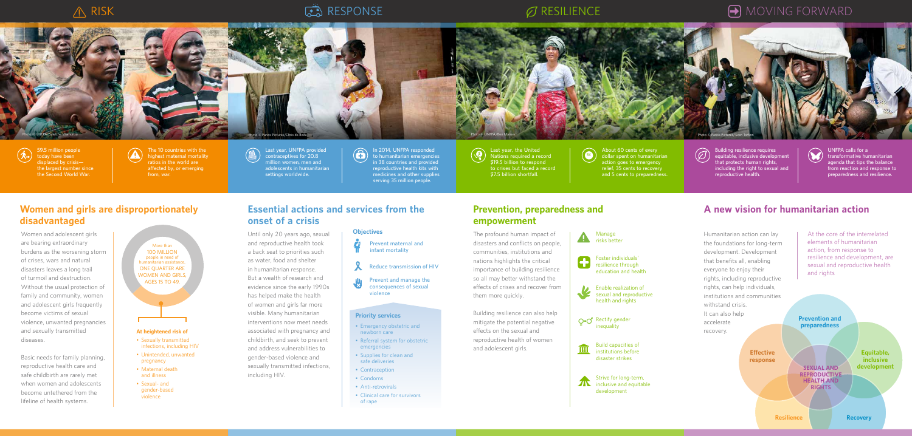# RISK

Photo © UNFPA/Sawiche Wamunza

59.5 million people today have been displaced by crisis—the largest number since the Second World War.

The 10 countries with the highest maternal mortality ratios in the world are affected by, or emerging from, war.

## Women and girls are disproportionately disadvantaged

Women and adolescent girls are bearing extraordinary burdens as the worsening storm of crises, wars and natural disasters leaves a long trail of turmoil and destruction. Without the usual protection of family and community, women and adolescent girls frequently become victims of sexual violence, unwanted pregnancies and sexually transmitted diseases.

Basic needs for family planning, reproductive health care and safe childbirth are rarely met when women and adolescents become untethered from the lifeline of health systems.

More than 100 MILLION people in need of humanitarian assistance. ONE QUARTER ARE WOMEN AND GIRLS, AGES 15 TO 49.

**At heightened risk of**

- Sexually transmitted infections, including HIV
- Unintended, unwanted pregnancy
- Maternal death and illness
- Sexual- and gender-based violence

# RESPONSE

Photo © Panos Pictures/Chris de Bode

Last year, UNFPA provided contraceptives for 20.8 million women, men and adolescents in humanitarian settings worldwide.

In 2014, UNFPA responded to humanitarian emergencies in 38 countries and provided reproductive health kits with medicines and other supplies serving 35 million people.

## Essential actions and services from the onset of a crisis

Until only 20 years ago, sexual and reproductive health took a back seat to priorities such as water, food and shelter in humanitarian response. But a wealth of research and evidence since the early 1990s has helped make the health of women and girls far more visible. Many humanitarian interventions now meet needs associated with pregnancy and childbirth, and seek to prevent and address vulnerabilities to gender-based violence and sexually transmitted infections, including HIV.

**Objectives**

- Prevent maternal and infant mortality
- Reduce transmission of HIV
- Prevent and manage the consequences of sexual violence

**Priority services**

- Emergency obstetric and newborn care
- Referral system for obstetric emergencies
- Supplies for clean and safe deliveries
- Contraception
- Condoms
- Anti-retrovirals
- Clinical care for survivors of rape

# RESILIENCE

Photo © UNFPA/Ben Manser

Last year, the United Nations required a record $19.5 billion to respond to crises but faced a record $7.5 billion shortfall.

About 60 cents of every dollar spent on humanitarian action goes to emergency relief, 35 cents to recovery and 5 cents to preparedness.

## Prevention, preparedness and empowerment

The profound human impact of disasters and conflicts on people, communities, institutions and nations highlights the critical importance of building resilience so all may better withstand the effects of crises and recover from them more quickly.

Building resilience can also help mitigate the potential negative effects on the sexual and reproductive health of women and adolescent girls.

- Manage risks better
- Foster individuals' resilience through education and health
- Enable realization of sexual and reproductive health and rights
- Rectify gender inequality
- Build capacities of institutions before disaster strikes
- Strive for long-term, inclusive and equitable development

# MOVING FORWARD

Photo © Panos Pictures/Sven Torfinn

Building resilience requires equitable, inclusive development that protects human rights, including the right to sexual and reproductive health.

UNFPA calls for a transformative humanitarian agenda that tips the balance from reaction and response to preparedness and resilience.

## A new vision for humanitarian action

Humanitarian action can lay the foundations for long-term development. Development that benefits all, enabling everyone to enjoy their rights, including reproductive rights, can help individuals, institutions and communities withstand crisis. It can also help accelerate recovery.

At the core of the interrelated elements of humanitarian action, from response to resilience and development, are sexual and reproductive health and rights

Prevention and preparedness

Effective response

Equitable, inclusive development

SEXUAL AND REPRODUCTIVE HEALTH AND RIGHTS

Resilience

Recovery